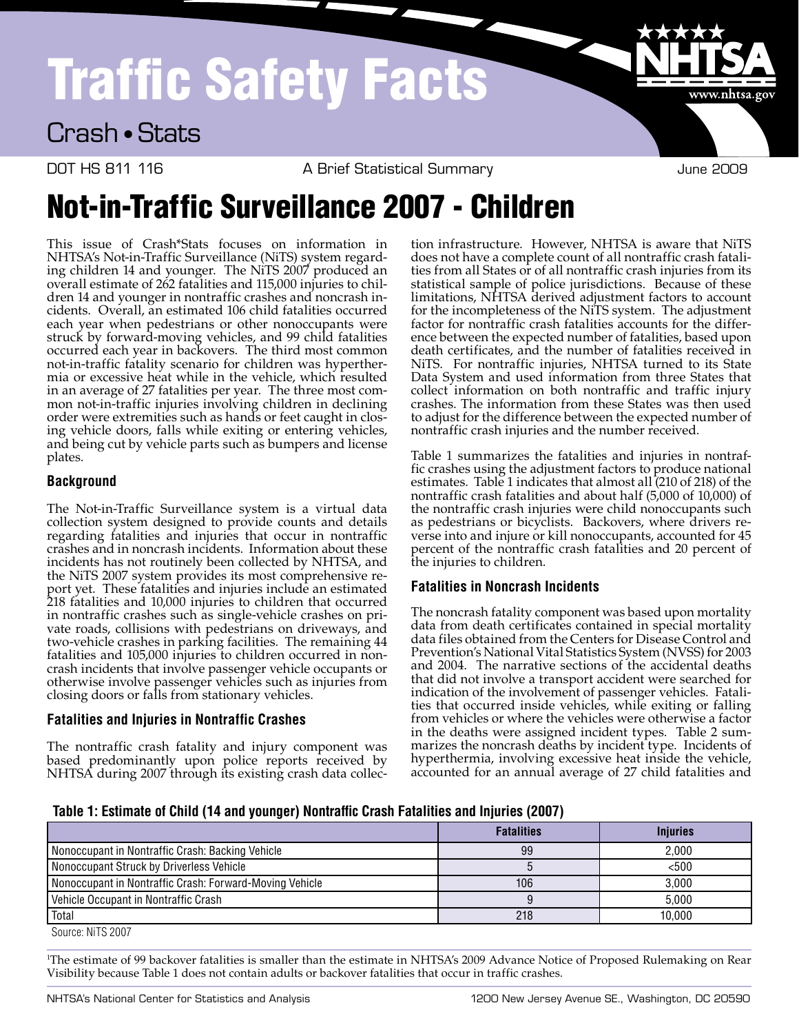# Traffic Safety Facts

## Crash • Stats

DOT HS 811 116 — A Brief Statistical Summary — June 2009

# Not-in-Traffic Surveillance 2007 - Children

This issue of Crash*Stats focuses on information in NHTSA's Not-in-Traffic Surveillance (NiTS) system regarding children 14 and younger. The NiTS 2007 produced an overall estimate of 262 fatalities and 115,000 injuries to children 14 and younger in nontraffic crashes and noncrash incidents. Overall, an estimated 106 child fatalities occurred each year when pedestrians or other nonoccupants were struck by forward-moving vehicles, and 99 child fatalities occurred each year in backovers. The third most common not-in-traffic fatality scenario for children was hyperthermia or excessive heat while in the vehicle, which resulted in an average of 27 fatalities per year. The three most common not-in-traffic injuries involving children in declining order were extremities such as hands or feet caught in closing vehicle doors, falls while exiting or entering vehicles, and being cut by vehicle parts such as bumpers and license plates.

### Background

The Not-in-Traffic Surveillance system is a virtual data collection system designed to provide counts and details regarding fatalities and injuries that occur in nontraffic crashes and in noncrash incidents. Information about these incidents has not routinely been collected by NHTSA, and the NiTS 2007 system provides its most comprehensive report yet. These fatalities and injuries include an estimated 218 fatalities and 10,000 injuries to children that occurred in nontraffic crashes such as single-vehicle crashes on private roads, collisions with pedestrians on driveways, and two-vehicle crashes in parking facilities. The remaining 44 fatalities and 105,000 injuries to children occurred in noncrash incidents that involve passenger vehicle occupants or otherwise involve passenger vehicles such as injuries from closing doors or falls from stationary vehicles.

### Fatalities and Injuries in Nontraffic Crashes

The nontraffic crash fatality and injury component was based predominantly upon police reports received by NHTSA during 2007 through its existing crash data collection infrastructure. However, NHTSA is aware that NiTS does not have a complete count of all nontraffic crash fatalities from all States or of all nontraffic crash injuries from its statistical sample of police jurisdictions. Because of these limitations, NHTSA derived adjustment factors to account for the incompleteness of the NiTS system. The adjustment factor for nontraffic crash fatalities accounts for the difference between the expected number of fatalities, based upon death certificates, and the number of fatalities received in NiTS. For nontraffic injuries, NHTSA turned to its State Data System and used information from three States that collect information on both nontraffic and traffic injury crashes. The information from these States was then used to adjust for the difference between the expected number of nontraffic crash injuries and the number received.

Table 1 summarizes the fatalities and injuries in nontraffic crashes using the adjustment factors to produce national estimates. Table 1 indicates that almost all (210 of 218) of the nontraffic crash fatalities and about half (5,000 of 10,000) of the nontraffic crash injuries were child nonoccupants such as pedestrians or bicyclists. Backovers, where drivers reverse into and injure or kill nonoccupants, accounted for 45 percent of the nontraffic crash fatalities and 20 percent of the injuries to children.

### Fatalities in Noncrash Incidents

The noncrash fatality component was based upon mortality data from death certificates contained in special mortality data files obtained from the Centers for Disease Control and Prevention's National Vital Statistics System (NVSS) for 2003 and 2004. The narrative sections of the accidental deaths that did not involve a transport accident were searched for indication of the involvement of passenger vehicles. Fatalities that occurred inside vehicles, while exiting or falling from vehicles or where the vehicles were otherwise a factor in the deaths were assigned incident types. Table 2 summarizes the noncrash deaths by incident type. Incidents of hyperthermia, involving excessive heat inside the vehicle, accounted for an annual average of 27 child fatalities and

**Table 1: Estimate of Child (14 and younger) Nontraffic Crash Fatalities and Injuries (2007)**

| | Fatalities | Injuries |
|---|---|---|
| Nonoccupant in Nontraffic Crash: Backing Vehicle | 99 | 2,000 |
| Nonoccupant Struck by Driverless Vehicle | 5 | <500 |
| Nonoccupant in Nontraffic Crash: Forward-Moving Vehicle | 106 | 3,000 |
| Vehicle Occupant in Nontraffic Crash | 9 | 5,000 |
| Total | 218 | 10,000 |

Source: NiTS 2007

[1] The estimate of 99 backover fatalities is smaller than the estimate in NHTSA's 2009 Advance Notice of Proposed Rulemaking on Rear Visibility because Table 1 does not contain adults or backover fatalities that occur in traffic crashes.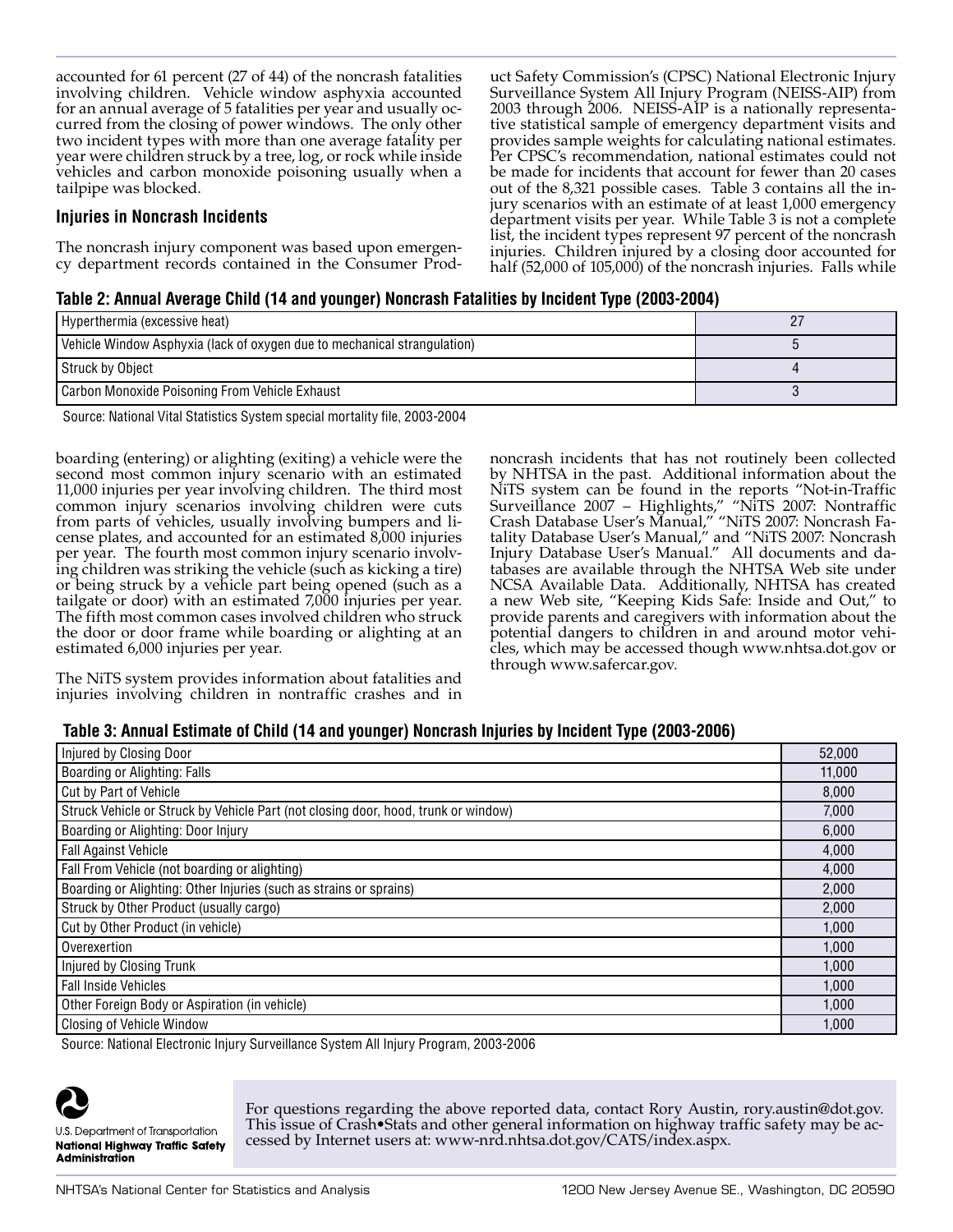accounted for 61 percent (27 of 44) of the noncrash fatalities involving children. Vehicle window asphyxia accounted for an annual average of 5 fatalities per year and usually occurred from the closing of power windows. The only other two incident types with more than one average fatality per year were children struck by a tree, log, or rock while inside vehicles and carbon monoxide poisoning usually when a tailpipe was blocked.

### Injuries in Noncrash Incidents

The noncrash injury component was based upon emergency department records contained in the Consumer Product Safety Commission's (CPSC) National Electronic Injury Surveillance System All Injury Program (NEISS-AIP) from 2003 through 2006. NEISS-AIP is a nationally representative statistical sample of emergency department visits and provides sample weights for calculating national estimates. Per CPSC's recommendation, national estimates could not be made for incidents that account for fewer than 20 cases out of the 8,321 possible cases. Table 3 contains all the injury scenarios with an estimate of at least 1,000 emergency department visits per year. While Table 3 is not a complete list, the incident types represent 97 percent of the noncrash injuries. Children injured by a closing door accounted for half (52,000 of 105,000) of the noncrash injuries. Falls while boarding (entering) or alighting (exiting) a vehicle were the second most common injury scenario with an estimated 11,000 injuries per year involving children. The third most common injury scenarios involving children were cuts from parts of vehicles, usually involving bumpers and license plates, and accounted for an estimated 8,000 injuries per year. The fourth most common injury scenario involving children was striking the vehicle (such as kicking a tire) or being struck by a vehicle part being opened (such as a tailgate or door) with an estimated 7,000 injuries per year. The fifth most common cases involved children who struck the door or door frame while boarding or alighting at an estimated 6,000 injuries per year.

**Table 2: Annual Average Child (14 and younger) Noncrash Fatalities by Incident Type (2003-2004)**

| | |
|---|---|
| Hyperthermia (excessive heat) | 27 |
| Vehicle Window Asphyxia (lack of oxygen due to mechanical strangulation) | 5 |
| Struck by Object | 4 |
| Carbon Monoxide Poisoning From Vehicle Exhaust | 3 |

Source: National Vital Statistics System special mortality file, 2003-2004

The NiTS system provides information about fatalities and injuries involving children in nontraffic crashes and in noncrash incidents that has not routinely been collected by NHTSA in the past. Additional information about the NiTS system can be found in the reports "Not-in-Traffic Surveillance 2007 – Highlights," "NiTS 2007: Nontraffic Crash Database User's Manual," "NiTS 2007: Noncrash Fatality Database User's Manual," and "NiTS 2007: Noncrash Injury Database User's Manual." All documents and databases are available through the NHTSA Web site under NCSA Available Data. Additionally, NHTSA has created a new Web site, "Keeping Kids Safe: Inside and Out," to provide parents and caregivers with information about the potential dangers to children in and around motor vehicles, which may be accessed though www.nhtsa.dot.gov or through www.safercar.gov.

**Table 3: Annual Estimate of Child (14 and younger) Noncrash Injuries by Incident Type (2003-2006)**

| | |
|---|---|
| Injured by Closing Door | 52,000 |
| Boarding or Alighting: Falls | 11,000 |
| Cut by Part of Vehicle | 8,000 |
| Struck Vehicle or Struck by Vehicle Part (not closing door, hood, trunk or window) | 7,000 |
| Boarding or Alighting: Door Injury | 6,000 |
| Fall Against Vehicle | 4,000 |
| Fall From Vehicle (not boarding or alighting) | 4,000 |
| Boarding or Alighting: Other Injuries (such as strains or sprains) | 2,000 |
| Struck by Other Product (usually cargo) | 2,000 |
| Cut by Other Product (in vehicle) | 1,000 |
| Overexertion | 1,000 |
| Injured by Closing Trunk | 1,000 |
| Fall Inside Vehicles | 1,000 |
| Other Foreign Body or Aspiration (in vehicle) | 1,000 |
| Closing of Vehicle Window | 1,000 |

Source: National Electronic Injury Surveillance System All Injury Program, 2003-2006

U.S. Department of Transportation
**National Highway Traffic Safety Administration**

For questions regarding the above reported data, contact Rory Austin, rory.austin@dot.gov. This issue of Crash•Stats and other general information on highway traffic safety may be accessed by Internet users at: www-nrd.nhtsa.dot.gov/CATS/index.aspx.

NHTSA's National Center for Statistics and Analysis 1200 New Jersey Avenue SE., Washington, DC 20590